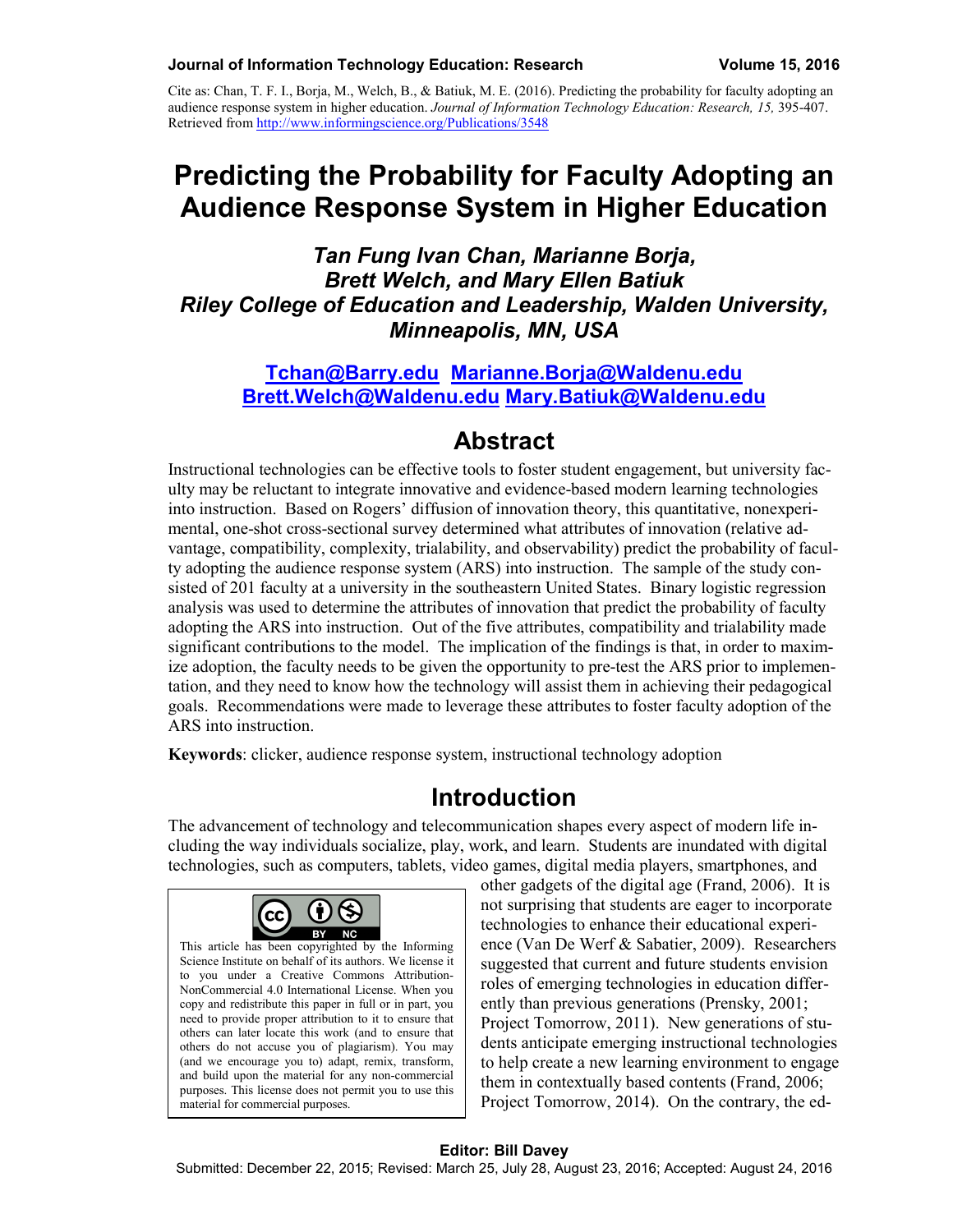Cite as: Chan, T. F. I., Borja, M., Welch, B., & Batiuk, M. E. (2016). Predicting the probability for faculty adopting an audience response system in higher education. *Journal of Information Technology Education: Research, 15,* 395-407. Retrieved from http://www.informingscience.org/Publications/3548

# Predicting the Probability for Faculty Adopting an Audience Response System in Higher Education

***Tan Fung Ivan Chan, Marianne Borja, Brett Welch, and Mary Ellen Batiuk***
***Riley College of Education and Leadership, Walden University, Minneapolis, MN, USA***

**Tchan@Barry.edu Marianne.Borja@Waldenu.edu Brett.Welch@Waldenu.edu Mary.Batiuk@Waldenu.edu**

## Abstract

Instructional technologies can be effective tools to foster student engagement, but university faculty may be reluctant to integrate innovative and evidence-based modern learning technologies into instruction. Based on Rogers' diffusion of innovation theory, this quantitative, nonexperimental, one-shot cross-sectional survey determined what attributes of innovation (relative advantage, compatibility, complexity, trialability, and observability) predict the probability of faculty adopting the audience response system (ARS) into instruction. The sample of the study consisted of 201 faculty at a university in the southeastern United States. Binary logistic regression analysis was used to determine the attributes of innovation that predict the probability of faculty adopting the ARS into instruction. Out of the five attributes, compatibility and trialability made significant contributions to the model. The implication of the findings is that, in order to maximize adoption, the faculty needs to be given the opportunity to pre-test the ARS prior to implementation, and they need to know how the technology will assist them in achieving their pedagogical goals. Recommendations were made to leverage these attributes to foster faculty adoption of the ARS into instruction.

**Keywords**: clicker, audience response system, instructional technology adoption

## Introduction

The advancement of technology and telecommunication shapes every aspect of modern life including the way individuals socialize, play, work, and learn. Students are inundated with digital technologies, such as computers, tablets, video games, digital media players, smartphones, and other gadgets of the digital age (Frand, 2006). It is not surprising that students are eager to incorporate technologies to enhance their educational experience (Van De Werf & Sabatier, 2009). Researchers suggested that current and future students envision roles of emerging technologies in education differently than previous generations (Prensky, 2001; Project Tomorrow, 2011). New generations of students anticipate emerging instructional technologies to help create a new learning environment to engage them in contextually based contents (Frand, 2006; Project Tomorrow, 2014). On the contrary, the ed-

This article has been copyrighted by the Informing Science Institute on behalf of its authors. We license it to you under a Creative Commons Attribution-NonCommercial 4.0 International License. When you copy and redistribute this paper in full or in part, you need to provide proper attribution to it to ensure that others can later locate this work (and to ensure that others do not accuse you of plagiarism). You may (and we encourage you to) adapt, remix, transform, and build upon the material for any non-commercial purposes. This license does not permit you to use this material for commercial purposes.

**Editor: Bill Davey**
Submitted: December 22, 2015; Revised: March 25, July 28, August 23, 2016; Accepted: August 24, 2016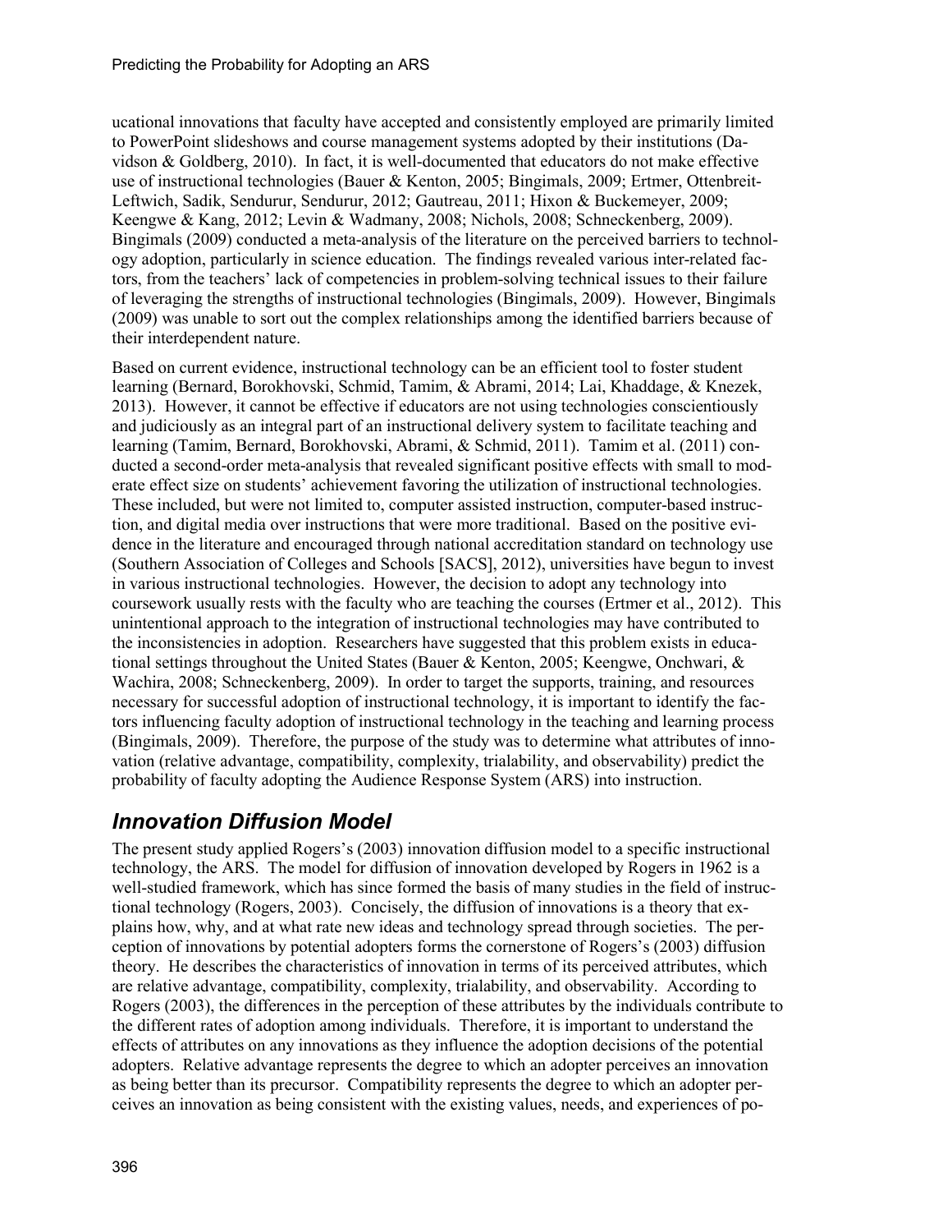ucational innovations that faculty have accepted and consistently employed are primarily limited to PowerPoint slideshows and course management systems adopted by their institutions (Davidson & Goldberg, 2010). In fact, it is well-documented that educators do not make effective use of instructional technologies (Bauer & Kenton, 2005; Bingimals, 2009; Ertmer, Ottenbreit-Leftwich, Sadik, Sendurur, Sendurur, 2012; Gautreau, 2011; Hixon & Buckemeyer, 2009; Keengwe & Kang, 2012; Levin & Wadmany, 2008; Nichols, 2008; Schneckenberg, 2009). Bingimals (2009) conducted a meta-analysis of the literature on the perceived barriers to technology adoption, particularly in science education. The findings revealed various inter-related factors, from the teachers' lack of competencies in problem-solving technical issues to their failure of leveraging the strengths of instructional technologies (Bingimals, 2009). However, Bingimals (2009) was unable to sort out the complex relationships among the identified barriers because of their interdependent nature.

Based on current evidence, instructional technology can be an efficient tool to foster student learning (Bernard, Borokhovski, Schmid, Tamim, & Abrami, 2014; Lai, Khaddage, & Knezek, 2013). However, it cannot be effective if educators are not using technologies conscientiously and judiciously as an integral part of an instructional delivery system to facilitate teaching and learning (Tamim, Bernard, Borokhovski, Abrami, & Schmid, 2011). Tamim et al. (2011) conducted a second-order meta-analysis that revealed significant positive effects with small to moderate effect size on students' achievement favoring the utilization of instructional technologies. These included, but were not limited to, computer assisted instruction, computer-based instruction, and digital media over instructions that were more traditional. Based on the positive evidence in the literature and encouraged through national accreditation standard on technology use (Southern Association of Colleges and Schools [SACS], 2012), universities have begun to invest in various instructional technologies. However, the decision to adopt any technology into coursework usually rests with the faculty who are teaching the courses (Ertmer et al., 2012). This unintentional approach to the integration of instructional technologies may have contributed to the inconsistencies in adoption. Researchers have suggested that this problem exists in educational settings throughout the United States (Bauer & Kenton, 2005; Keengwe, Onchwari, & Wachira, 2008; Schneckenberg, 2009). In order to target the supports, training, and resources necessary for successful adoption of instructional technology, it is important to identify the factors influencing faculty adoption of instructional technology in the teaching and learning process (Bingimals, 2009). Therefore, the purpose of the study was to determine what attributes of innovation (relative advantage, compatibility, complexity, trialability, and observability) predict the probability of faculty adopting the Audience Response System (ARS) into instruction.

## *Innovation Diffusion Model*

The present study applied Rogers's (2003) innovation diffusion model to a specific instructional technology, the ARS. The model for diffusion of innovation developed by Rogers in 1962 is a well-studied framework, which has since formed the basis of many studies in the field of instructional technology (Rogers, 2003). Concisely, the diffusion of innovations is a theory that explains how, why, and at what rate new ideas and technology spread through societies. The perception of innovations by potential adopters forms the cornerstone of Rogers's (2003) diffusion theory. He describes the characteristics of innovation in terms of its perceived attributes, which are relative advantage, compatibility, complexity, trialability, and observability. According to Rogers (2003), the differences in the perception of these attributes by the individuals contribute to the different rates of adoption among individuals. Therefore, it is important to understand the effects of attributes on any innovations as they influence the adoption decisions of the potential adopters. Relative advantage represents the degree to which an adopter perceives an innovation as being better than its precursor. Compatibility represents the degree to which an adopter perceives an innovation as being consistent with the existing values, needs, and experiences of po-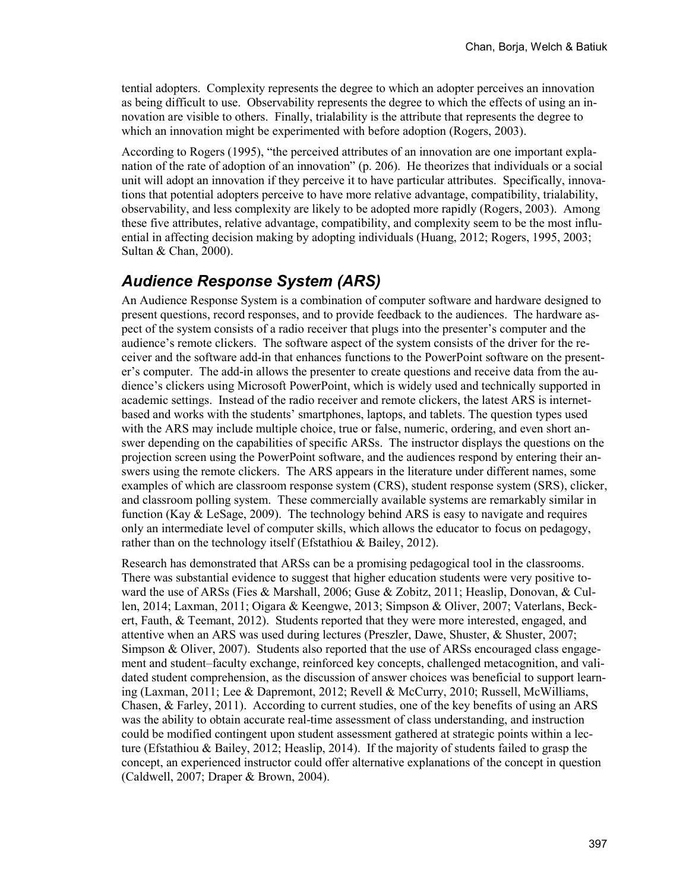tential adopters. Complexity represents the degree to which an adopter perceives an innovation as being difficult to use. Observability represents the degree to which the effects of using an innovation are visible to others. Finally, trialability is the attribute that represents the degree to which an innovation might be experimented with before adoption (Rogers, 2003).

According to Rogers (1995), "the perceived attributes of an innovation are one important explanation of the rate of adoption of an innovation" (p. 206). He theorizes that individuals or a social unit will adopt an innovation if they perceive it to have particular attributes. Specifically, innovations that potential adopters perceive to have more relative advantage, compatibility, trialability, observability, and less complexity are likely to be adopted more rapidly (Rogers, 2003). Among these five attributes, relative advantage, compatibility, and complexity seem to be the most influential in affecting decision making by adopting individuals (Huang, 2012; Rogers, 1995, 2003; Sultan & Chan, 2000).

## *Audience Response System (ARS)*

An Audience Response System is a combination of computer software and hardware designed to present questions, record responses, and to provide feedback to the audiences. The hardware aspect of the system consists of a radio receiver that plugs into the presenter's computer and the audience's remote clickers. The software aspect of the system consists of the driver for the receiver and the software add-in that enhances functions to the PowerPoint software on the presenter's computer. The add-in allows the presenter to create questions and receive data from the audience's clickers using Microsoft PowerPoint, which is widely used and technically supported in academic settings. Instead of the radio receiver and remote clickers, the latest ARS is internet-based and works with the students' smartphones, laptops, and tablets. The question types used with the ARS may include multiple choice, true or false, numeric, ordering, and even short answer depending on the capabilities of specific ARSs. The instructor displays the questions on the projection screen using the PowerPoint software, and the audiences respond by entering their answers using the remote clickers. The ARS appears in the literature under different names, some examples of which are classroom response system (CRS), student response system (SRS), clicker, and classroom polling system. These commercially available systems are remarkably similar in function (Kay & LeSage, 2009). The technology behind ARS is easy to navigate and requires only an intermediate level of computer skills, which allows the educator to focus on pedagogy, rather than on the technology itself (Efstathiou & Bailey, 2012).

Research has demonstrated that ARSs can be a promising pedagogical tool in the classrooms. There was substantial evidence to suggest that higher education students were very positive toward the use of ARSs (Fies & Marshall, 2006; Guse & Zobitz, 2011; Heaslip, Donovan, & Cullen, 2014; Laxman, 2011; Oigara & Keengwe, 2013; Simpson & Oliver, 2007; Vaterlans, Beckert, Fauth, & Teemant, 2012). Students reported that they were more interested, engaged, and attentive when an ARS was used during lectures (Preszler, Dawe, Shuster, & Shuster, 2007; Simpson & Oliver, 2007). Students also reported that the use of ARSs encouraged class engagement and student–faculty exchange, reinforced key concepts, challenged metacognition, and validated student comprehension, as the discussion of answer choices was beneficial to support learning (Laxman, 2011; Lee & Dapremont, 2012; Revell & McCurry, 2010; Russell, McWilliams, Chasen, & Farley, 2011). According to current studies, one of the key benefits of using an ARS was the ability to obtain accurate real-time assessment of class understanding, and instruction could be modified contingent upon student assessment gathered at strategic points within a lecture (Efstathiou & Bailey, 2012; Heaslip, 2014). If the majority of students failed to grasp the concept, an experienced instructor could offer alternative explanations of the concept in question (Caldwell, 2007; Draper & Brown, 2004).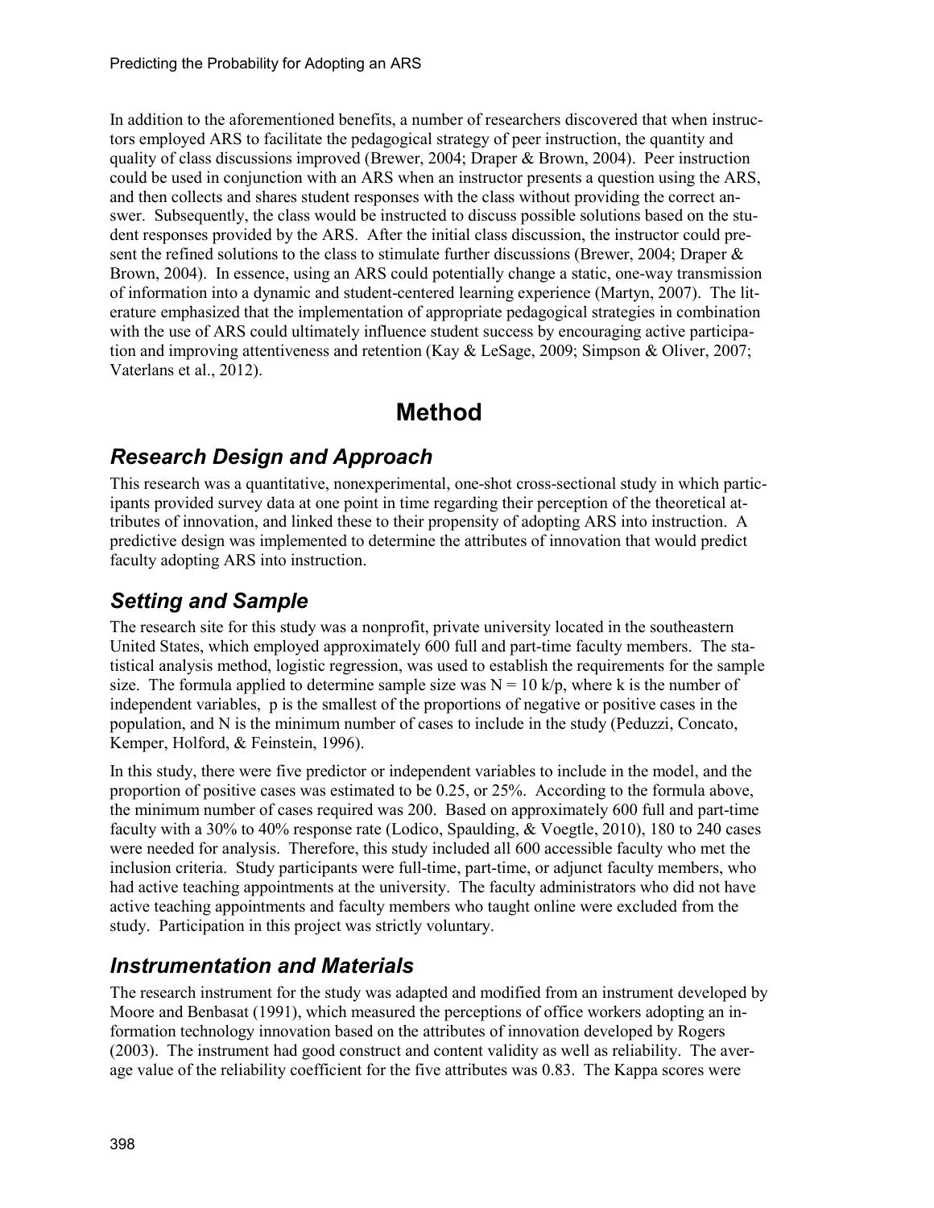In addition to the aforementioned benefits, a number of researchers discovered that when instructors employed ARS to facilitate the pedagogical strategy of peer instruction, the quantity and quality of class discussions improved (Brewer, 2004; Draper & Brown, 2004). Peer instruction could be used in conjunction with an ARS when an instructor presents a question using the ARS, and then collects and shares student responses with the class without providing the correct answer. Subsequently, the class would be instructed to discuss possible solutions based on the student responses provided by the ARS. After the initial class discussion, the instructor could present the refined solutions to the class to stimulate further discussions (Brewer, 2004; Draper & Brown, 2004). In essence, using an ARS could potentially change a static, one-way transmission of information into a dynamic and student-centered learning experience (Martyn, 2007). The literature emphasized that the implementation of appropriate pedagogical strategies in combination with the use of ARS could ultimately influence student success by encouraging active participation and improving attentiveness and retention (Kay & LeSage, 2009; Simpson & Oliver, 2007; Vaterlans et al., 2012).

# Method

## *Research Design and Approach*

This research was a quantitative, nonexperimental, one-shot cross-sectional study in which participants provided survey data at one point in time regarding their perception of the theoretical attributes of innovation, and linked these to their propensity of adopting ARS into instruction. A predictive design was implemented to determine the attributes of innovation that would predict faculty adopting ARS into instruction.

## *Setting and Sample*

The research site for this study was a nonprofit, private university located in the southeastern United States, which employed approximately 600 full and part-time faculty members. The statistical analysis method, logistic regression, was used to establish the requirements for the sample size. The formula applied to determine sample size was $N = 10\ k/p$, where k is the number of independent variables, p is the smallest of the proportions of negative or positive cases in the population, and N is the minimum number of cases to include in the study (Peduzzi, Concato, Kemper, Holford, & Feinstein, 1996).

In this study, there were five predictor or independent variables to include in the model, and the proportion of positive cases was estimated to be 0.25, or 25%. According to the formula above, the minimum number of cases required was 200. Based on approximately 600 full and part-time faculty with a 30% to 40% response rate (Lodico, Spaulding, & Voegtle, 2010), 180 to 240 cases were needed for analysis. Therefore, this study included all 600 accessible faculty who met the inclusion criteria. Study participants were full-time, part-time, or adjunct faculty members, who had active teaching appointments at the university. The faculty administrators who did not have active teaching appointments and faculty members who taught online were excluded from the study. Participation in this project was strictly voluntary.

## *Instrumentation and Materials*

The research instrument for the study was adapted and modified from an instrument developed by Moore and Benbasat (1991), which measured the perceptions of office workers adopting an information technology innovation based on the attributes of innovation developed by Rogers (2003). The instrument had good construct and content validity as well as reliability. The average value of the reliability coefficient for the five attributes was 0.83. The Kappa scores were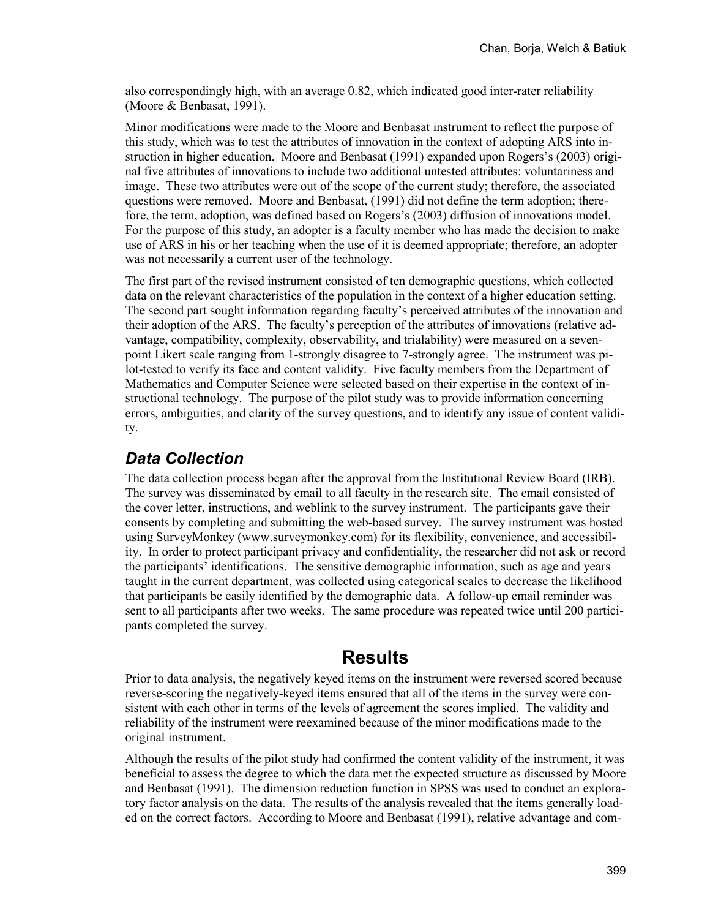also correspondingly high, with an average 0.82, which indicated good inter-rater reliability (Moore & Benbasat, 1991).

Minor modifications were made to the Moore and Benbasat instrument to reflect the purpose of this study, which was to test the attributes of innovation in the context of adopting ARS into instruction in higher education. Moore and Benbasat (1991) expanded upon Rogers's (2003) original five attributes of innovations to include two additional untested attributes: voluntariness and image. These two attributes were out of the scope of the current study; therefore, the associated questions were removed. Moore and Benbasat, (1991) did not define the term adoption; therefore, the term, adoption, was defined based on Rogers's (2003) diffusion of innovations model. For the purpose of this study, an adopter is a faculty member who has made the decision to make use of ARS in his or her teaching when the use of it is deemed appropriate; therefore, an adopter was not necessarily a current user of the technology.

The first part of the revised instrument consisted of ten demographic questions, which collected data on the relevant characteristics of the population in the context of a higher education setting. The second part sought information regarding faculty's perceived attributes of the innovation and their adoption of the ARS. The faculty's perception of the attributes of innovations (relative advantage, compatibility, complexity, observability, and trialability) were measured on a seven-point Likert scale ranging from 1-strongly disagree to 7-strongly agree. The instrument was pilot-tested to verify its face and content validity. Five faculty members from the Department of Mathematics and Computer Science were selected based on their expertise in the context of instructional technology. The purpose of the pilot study was to provide information concerning errors, ambiguities, and clarity of the survey questions, and to identify any issue of content validity.

## *Data Collection*

The data collection process began after the approval from the Institutional Review Board (IRB). The survey was disseminated by email to all faculty in the research site. The email consisted of the cover letter, instructions, and weblink to the survey instrument. The participants gave their consents by completing and submitting the web-based survey. The survey instrument was hosted using SurveyMonkey (www.surveymonkey.com) for its flexibility, convenience, and accessibility. In order to protect participant privacy and confidentiality, the researcher did not ask or record the participants' identifications. The sensitive demographic information, such as age and years taught in the current department, was collected using categorical scales to decrease the likelihood that participants be easily identified by the demographic data. A follow-up email reminder was sent to all participants after two weeks. The same procedure was repeated twice until 200 participants completed the survey.

# Results

Prior to data analysis, the negatively keyed items on the instrument were reversed scored because reverse-scoring the negatively-keyed items ensured that all of the items in the survey were consistent with each other in terms of the levels of agreement the scores implied. The validity and reliability of the instrument were reexamined because of the minor modifications made to the original instrument.

Although the results of the pilot study had confirmed the content validity of the instrument, it was beneficial to assess the degree to which the data met the expected structure as discussed by Moore and Benbasat (1991). The dimension reduction function in SPSS was used to conduct an exploratory factor analysis on the data. The results of the analysis revealed that the items generally loaded on the correct factors. According to Moore and Benbasat (1991), relative advantage and com-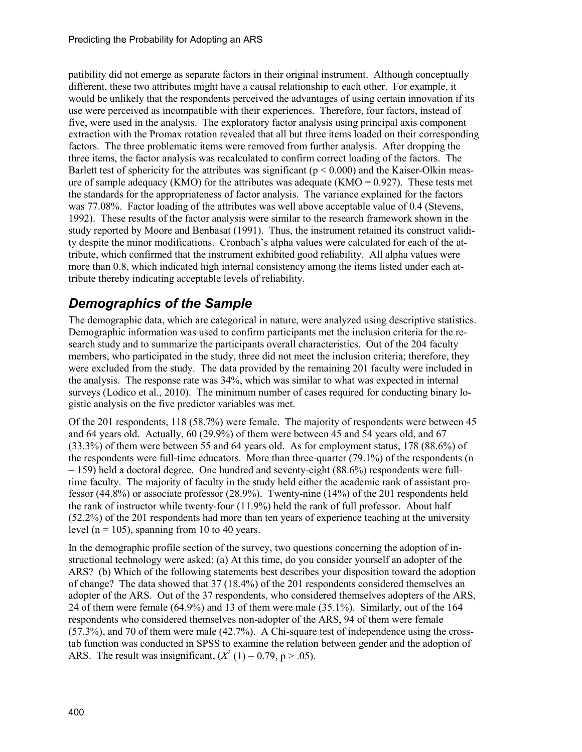patibility did not emerge as separate factors in their original instrument. Although conceptually different, these two attributes might have a causal relationship to each other. For example, it would be unlikely that the respondents perceived the advantages of using certain innovation if its use were perceived as incompatible with their experiences. Therefore, four factors, instead of five, were used in the analysis. The exploratory factor analysis using principal axis component extraction with the Promax rotation revealed that all but three items loaded on their corresponding factors. The three problematic items were removed from further analysis. After dropping the three items, the factor analysis was recalculated to confirm correct loading of the factors. The Barlett test of sphericity for the attributes was significant ($p < 0.000$) and the Kaiser-Olkin measure of sample adequacy (KMO) for the attributes was adequate (KMO = 0.927). These tests met the standards for the appropriateness of factor analysis. The variance explained for the factors was 77.08%. Factor loading of the attributes was well above acceptable value of 0.4 (Stevens, 1992). These results of the factor analysis were similar to the research framework shown in the study reported by Moore and Benbasat (1991). Thus, the instrument retained its construct validity despite the minor modifications. Cronbach's alpha values were calculated for each of the attribute, which confirmed that the instrument exhibited good reliability. All alpha values were more than 0.8, which indicated high internal consistency among the items listed under each attribute thereby indicating acceptable levels of reliability.

## *Demographics of the Sample*

The demographic data, which are categorical in nature, were analyzed using descriptive statistics. Demographic information was used to confirm participants met the inclusion criteria for the research study and to summarize the participants overall characteristics. Out of the 204 faculty members, who participated in the study, three did not meet the inclusion criteria; therefore, they were excluded from the study. The data provided by the remaining 201 faculty were included in the analysis. The response rate was 34%, which was similar to what was expected in internal surveys (Lodico et al., 2010). The minimum number of cases required for conducting binary logistic analysis on the five predictor variables was met.

Of the 201 respondents, 118 (58.7%) were female. The majority of respondents were between 45 and 64 years old. Actually, 60 (29.9%) of them were between 45 and 54 years old, and 67 (33.3%) of them were between 55 and 64 years old. As for employment status, 178 (88.6%) of the respondents were full-time educators. More than three-quarter (79.1%) of the respondents ($n = 159$) held a doctoral degree. One hundred and seventy-eight (88.6%) respondents were full-time faculty. The majority of faculty in the study held either the academic rank of assistant professor (44.8%) or associate professor (28.9%). Twenty-nine (14%) of the 201 respondents held the rank of instructor while twenty-four (11.9%) held the rank of full professor. About half (52.2%) of the 201 respondents had more than ten years of experience teaching at the university level ($n = 105$), spanning from 10 to 40 years.

In the demographic profile section of the survey, two questions concerning the adoption of instructional technology were asked: (a) At this time, do you consider yourself an adopter of the ARS? (b) Which of the following statements best describes your disposition toward the adoption of change? The data showed that 37 (18.4%) of the 201 respondents considered themselves an adopter of the ARS. Out of the 37 respondents, who considered themselves adopters of the ARS, 24 of them were female (64.9%) and 13 of them were male (35.1%). Similarly, out of the 164 respondents who considered themselves non-adopter of the ARS, 94 of them were female (57.3%), and 70 of them were male (42.7%). A Chi-square test of independence using the cross-tab function was conducted in SPSS to examine the relation between gender and the adoption of ARS. The result was insignificant, ($X^2(1) = 0.79$, $p > .05$).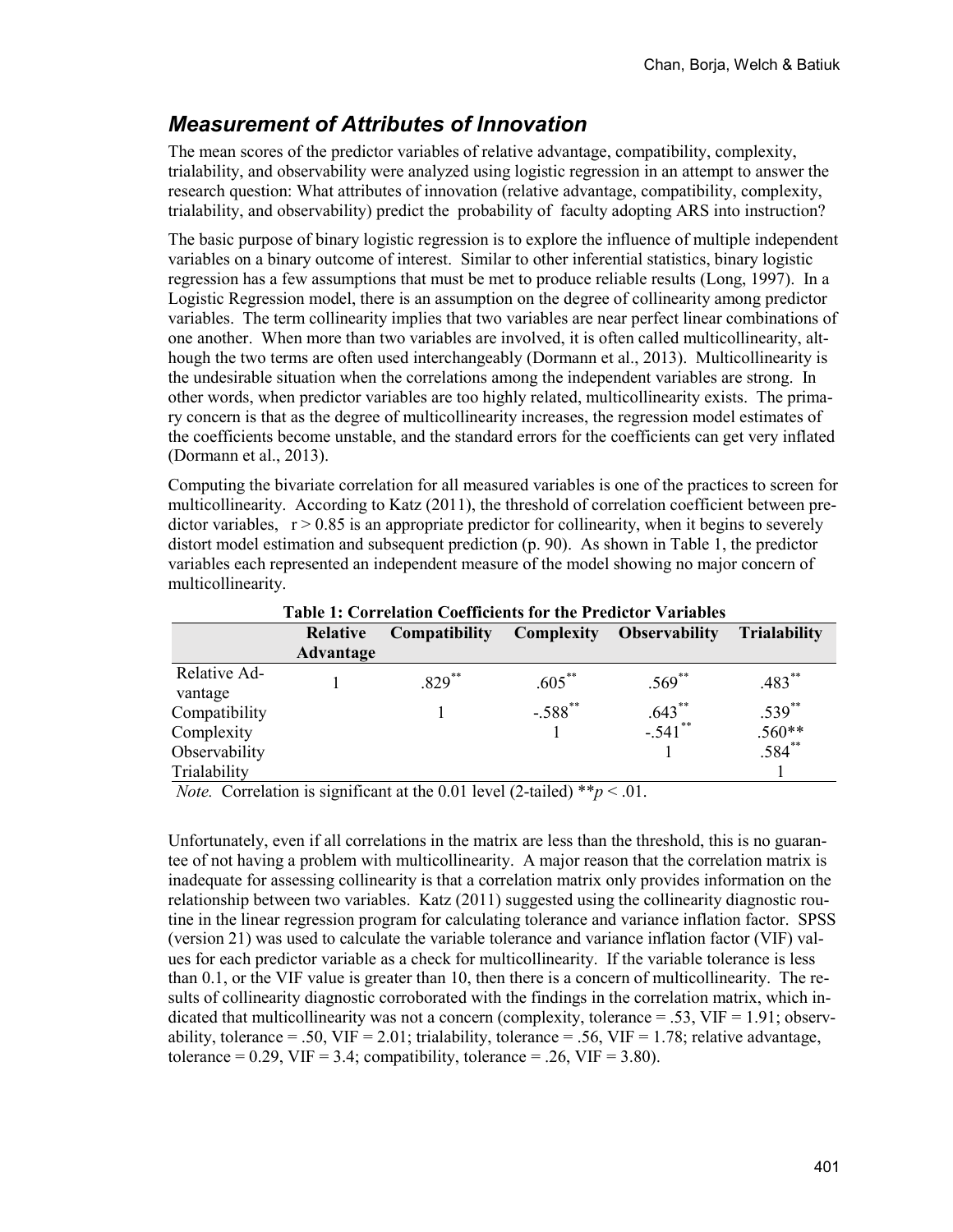## *Measurement of Attributes of Innovation*

The mean scores of the predictor variables of relative advantage, compatibility, complexity, trialability, and observability were analyzed using logistic regression in an attempt to answer the research question: What attributes of innovation (relative advantage, compatibility, complexity, trialability, and observability) predict the probability of faculty adopting ARS into instruction?

The basic purpose of binary logistic regression is to explore the influence of multiple independent variables on a binary outcome of interest. Similar to other inferential statistics, binary logistic regression has a few assumptions that must be met to produce reliable results (Long, 1997). In a Logistic Regression model, there is an assumption on the degree of collinearity among predictor variables. The term collinearity implies that two variables are near perfect linear combinations of one another. When more than two variables are involved, it is often called multicollinearity, although the two terms are often used interchangeably (Dormann et al., 2013). Multicollinearity is the undesirable situation when the correlations among the independent variables are strong. In other words, when predictor variables are too highly related, multicollinearity exists. The primary concern is that as the degree of multicollinearity increases, the regression model estimates of the coefficients become unstable, and the standard errors for the coefficients can get very inflated (Dormann et al., 2013).

Computing the bivariate correlation for all measured variables is one of the practices to screen for multicollinearity. According to Katz (2011), the threshold of correlation coefficient between predictor variables, $r > 0.85$ is an appropriate predictor for collinearity, when it begins to severely distort model estimation and subsequent prediction (p. 90). As shown in Table 1, the predictor variables each represented an independent measure of the model showing no major concern of multicollinearity.

**Table 1: Correlation Coefficients for the Predictor Variables**

| | Relative Advantage | Compatibility | Complexity | Observability | Trialability |
|---|---|---|---|---|---|
| Relative Advantage | 1 | .829** | .605** | .569** | .483** |
| Compatibility | | 1 | -.588** | .643** | .539** |
| Complexity | | | 1 | -.541** | .560** |
| Observability | | | | 1 | .584** |
| Trialability | | | | | 1 |

*Note.* Correlation is significant at the 0.01 level (2-tailed) ** $p < .01$.

Unfortunately, even if all correlations in the matrix are less than the threshold, this is no guarantee of not having a problem with multicollinearity. A major reason that the correlation matrix is inadequate for assessing collinearity is that a correlation matrix only provides information on the relationship between two variables. Katz (2011) suggested using the collinearity diagnostic routine in the linear regression program for calculating tolerance and variance inflation factor. SPSS (version 21) was used to calculate the variable tolerance and variance inflation factor (VIF) values for each predictor variable as a check for multicollinearity. If the variable tolerance is less than 0.1, or the VIF value is greater than 10, then there is a concern of multicollinearity. The results of collinearity diagnostic corroborated with the findings in the correlation matrix, which indicated that multicollinearity was not a concern (complexity, tolerance = .53, VIF = 1.91; observability, tolerance = .50, VIF = 2.01; trialability, tolerance = .56, VIF = 1.78; relative advantage, tolerance = 0.29, VIF = 3.4; compatibility, tolerance = .26, VIF = 3.80).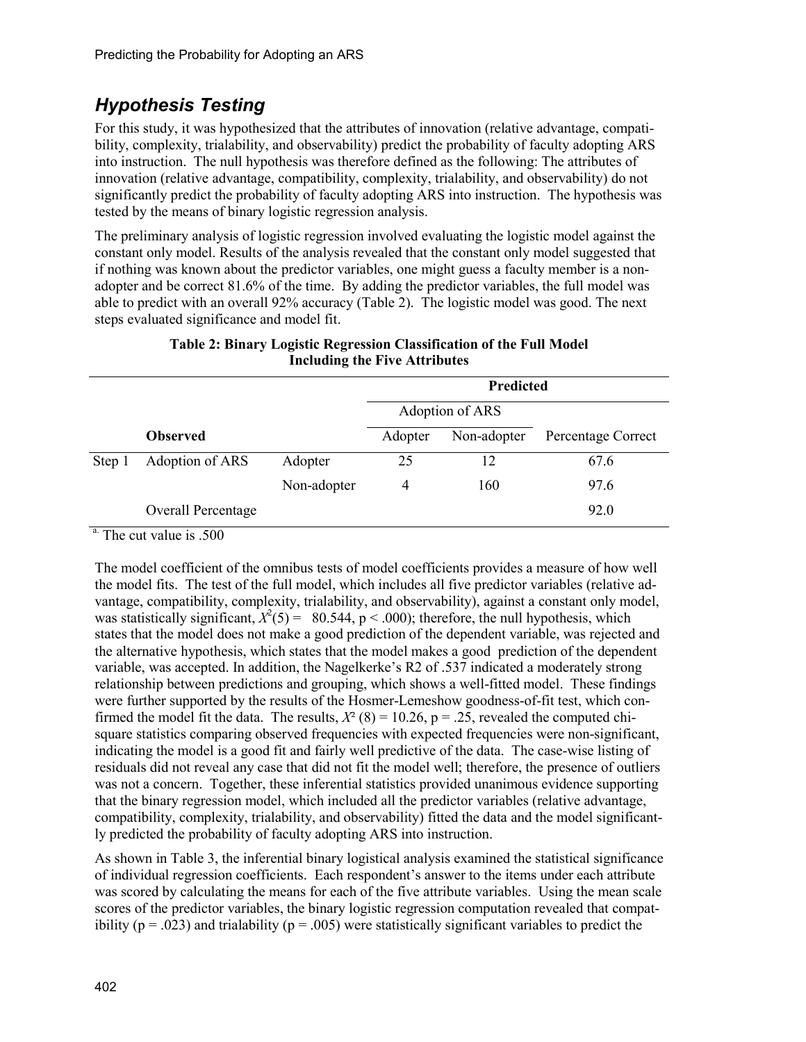## *Hypothesis Testing*

For this study, it was hypothesized that the attributes of innovation (relative advantage, compatibility, complexity, trialability, and observability) predict the probability of faculty adopting ARS into instruction. The null hypothesis was therefore defined as the following: The attributes of innovation (relative advantage, compatibility, complexity, trialability, and observability) do not significantly predict the probability of faculty adopting ARS into instruction. The hypothesis was tested by the means of binary logistic regression analysis.

The preliminary analysis of logistic regression involved evaluating the logistic model against the constant only model. Results of the analysis revealed that the constant only model suggested that if nothing was known about the predictor variables, one might guess a faculty member is a non-adopter and be correct 81.6% of the time. By adding the predictor variables, the full model was able to predict with an overall 92% accuracy (Table 2). The logistic model was good. The next steps evaluated significance and model fit.

**Table 2: Binary Logistic Regression Classification of the Full Model Including the Five Attributes**

| | | | Predicted | | |
|---|---|---|---|---|---|
| | | | Adoption of ARS | | |
| | **Observed** | | Adopter | Non-adopter | Percentage Correct |
| Step 1 | Adoption of ARS | Adopter | 25 | 12 | 67.6 |
| | | Non-adopter | 4 | 160 | 97.6 |
| | Overall Percentage | | | | 92.0 |

[a] The cut value is .500

The model coefficient of the omnibus tests of model coefficients provides a measure of how well the model fits. The test of the full model, which includes all five predictor variables (relative advantage, compatibility, complexity, trialability, and observability), against a constant only model, was statistically significant, $X^2(5) = 80.544$, $p < .000$); therefore, the null hypothesis, which states that the model does not make a good prediction of the dependent variable, was rejected and the alternative hypothesis, which states that the model makes a good prediction of the dependent variable, was accepted. In addition, the Nagelkerke's R2 of .537 indicated a moderately strong relationship between predictions and grouping, which shows a well-fitted model. These findings were further supported by the results of the Hosmer-Lemeshow goodness-of-fit test, which confirmed the model fit the data. The results, $X^2(8) = 10.26$, $p = .25$, revealed the computed chi-square statistics comparing observed frequencies with expected frequencies were non-significant, indicating the model is a good fit and fairly well predictive of the data. The case-wise listing of residuals did not reveal any case that did not fit the model well; therefore, the presence of outliers was not a concern. Together, these inferential statistics provided unanimous evidence supporting that the binary regression model, which included all the predictor variables (relative advantage, compatibility, complexity, trialability, and observability) fitted the data and the model significantly predicted the probability of faculty adopting ARS into instruction.

As shown in Table 3, the inferential binary logistical analysis examined the statistical significance of individual regression coefficients. Each respondent's answer to the items under each attribute was scored by calculating the means for each of the five attribute variables. Using the mean scale scores of the predictor variables, the binary logistic regression computation revealed that compatibility ($p = .023$) and trialability ($p = .005$) were statistically significant variables to predict the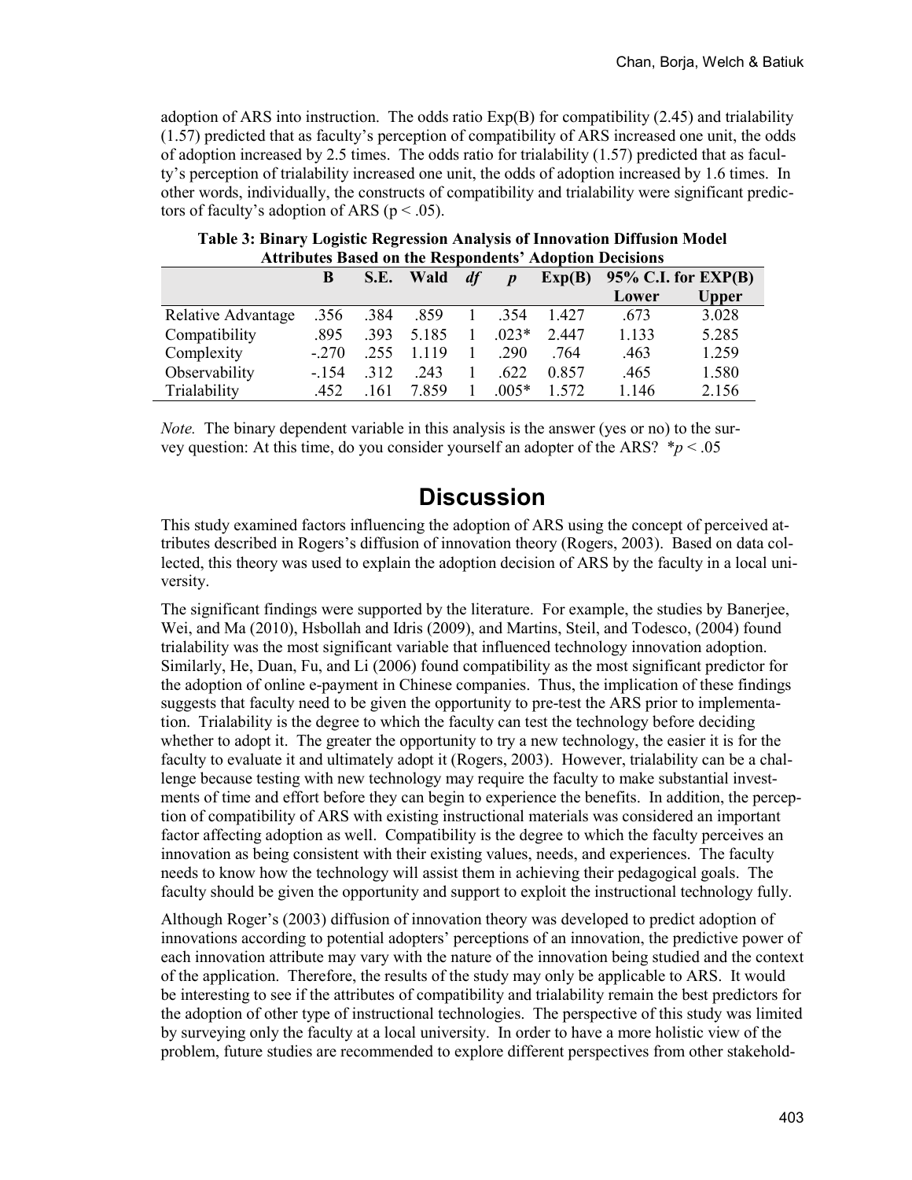adoption of ARS into instruction. The odds ratio Exp(B) for compatibility (2.45) and trialability (1.57) predicted that as faculty's perception of compatibility of ARS increased one unit, the odds of adoption increased by 2.5 times. The odds ratio for trialability (1.57) predicted that as faculty's perception of trialability increased one unit, the odds of adoption increased by 1.6 times. In other words, individually, the constructs of compatibility and trialability were significant predictors of faculty's adoption of ARS ($p < .05$).

**Table 3: Binary Logistic Regression Analysis of Innovation Diffusion Model Attributes Based on the Respondents' Adoption Decisions**

| | B | S.E. | Wald | *df* | *p* | Exp(B) | 95% C.I. for EXP(B) | |
|---|---|---|---|---|---|---|---|---|
| | | | | | | | Lower | Upper |
| Relative Advantage | .356 | .384 | .859 | 1 | .354 | 1.427 | .673 | 3.028 |
| Compatibility | .895 | .393 | 5.185 | 1 | .023* | 2.447 | 1.133 | 5.285 |
| Complexity | -.270 | .255 | 1.119 | 1 | .290 | .764 | .463 | 1.259 |
| Observability | -.154 | .312 | .243 | 1 | .622 | 0.857 | .465 | 1.580 |
| Trialability | .452 | .161 | 7.859 | 1 | .005* | 1.572 | 1.146 | 2.156 |

*Note.* The binary dependent variable in this analysis is the answer (yes or no) to the survey question: At this time, do you consider yourself an adopter of the ARS? *$p < .05$

# Discussion

This study examined factors influencing the adoption of ARS using the concept of perceived attributes described in Rogers's diffusion of innovation theory (Rogers, 2003). Based on data collected, this theory was used to explain the adoption decision of ARS by the faculty in a local university.

The significant findings were supported by the literature. For example, the studies by Banerjee, Wei, and Ma (2010), Hsbollah and Idris (2009), and Martins, Steil, and Todesco, (2004) found trialability was the most significant variable that influenced technology innovation adoption. Similarly, He, Duan, Fu, and Li (2006) found compatibility as the most significant predictor for the adoption of online e-payment in Chinese companies. Thus, the implication of these findings suggests that faculty need to be given the opportunity to pre-test the ARS prior to implementation. Trialability is the degree to which the faculty can test the technology before deciding whether to adopt it. The greater the opportunity to try a new technology, the easier it is for the faculty to evaluate it and ultimately adopt it (Rogers, 2003). However, trialability can be a challenge because testing with new technology may require the faculty to make substantial investments of time and effort before they can begin to experience the benefits. In addition, the perception of compatibility of ARS with existing instructional materials was considered an important factor affecting adoption as well. Compatibility is the degree to which the faculty perceives an innovation as being consistent with their existing values, needs, and experiences. The faculty needs to know how the technology will assist them in achieving their pedagogical goals. The faculty should be given the opportunity and support to exploit the instructional technology fully.

Although Roger's (2003) diffusion of innovation theory was developed to predict adoption of innovations according to potential adopters' perceptions of an innovation, the predictive power of each innovation attribute may vary with the nature of the innovation being studied and the context of the application. Therefore, the results of the study may only be applicable to ARS. It would be interesting to see if the attributes of compatibility and trialability remain the best predictors for the adoption of other type of instructional technologies. The perspective of this study was limited by surveying only the faculty at a local university. In order to have a more holistic view of the problem, future studies are recommended to explore different perspectives from other stakehold-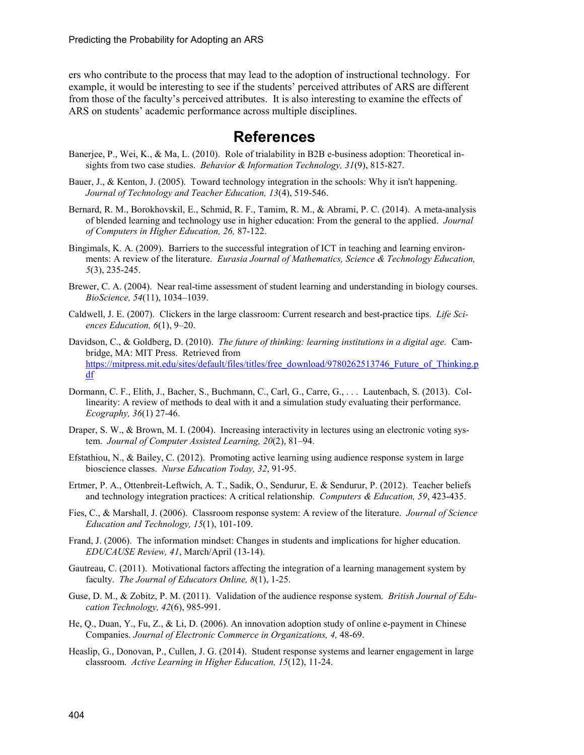ers who contribute to the process that may lead to the adoption of instructional technology. For example, it would be interesting to see if the students' perceived attributes of ARS are different from those of the faculty's perceived attributes. It is also interesting to examine the effects of ARS on students' academic performance across multiple disciplines.

# References

Banerjee, P., Wei, K., & Ma, L. (2010). Role of trialability in B2B e-business adoption: Theoretical insights from two case studies. *Behavior & Information Technology, 31*(9), 815-827.

Bauer, J., & Kenton, J. (2005). Toward technology integration in the schools: Why it isn't happening. *Journal of Technology and Teacher Education, 13*(4), 519-546.

Bernard, R. M., Borokhovskil, E., Schmid, R. F., Tamim, R. M., & Abrami, P. C. (2014). A meta-analysis of blended learning and technology use in higher education: From the general to the applied. *Journal of Computers in Higher Education, 26,* 87-122.

Bingimals, K. A. (2009). Barriers to the successful integration of ICT in teaching and learning environments: A review of the literature. *Eurasia Journal of Mathematics, Science & Technology Education, 5*(3), 235-245.

Brewer, C. A. (2004). Near real-time assessment of student learning and understanding in biology courses. *BioScience, 54*(11), 1034–1039.

Caldwell, J. E. (2007). Clickers in the large classroom: Current research and best-practice tips. *Life Sciences Education, 6*(1), 9–20.

Davidson, C., & Goldberg, D. (2010). *The future of thinking: learning institutions in a digital age.* Cambridge, MA: MIT Press. Retrieved from https://mitpress.mit.edu/sites/default/files/titles/free_download/9780262513746_Future_of_Thinking.pdf

Dormann, C. F., Elith, J., Bacher, S., Buchmann, C., Carl, G., Carre, G., . . . Lautenbach, S. (2013). Collinearity: A review of methods to deal with it and a simulation study evaluating their performance. *Ecography, 36*(1) 27-46.

Draper, S. W., & Brown, M. I. (2004). Increasing interactivity in lectures using an electronic voting system. *Journal of Computer Assisted Learning, 20*(2), 81–94.

Efstathiou, N., & Bailey, C. (2012). Promoting active learning using audience response system in large bioscience classes. *Nurse Education Today, 32*, 91-95.

Ertmer, P. A., Ottenbreit-Leftwich, A. T., Sadik, O., Sendurur, E. & Sendurur, P. (2012). Teacher beliefs and technology integration practices: A critical relationship. *Computers & Education, 59*, 423-435.

Fies, C., & Marshall, J. (2006). Classroom response system: A review of the literature. *Journal of Science Education and Technology, 15*(1), 101-109.

Frand, J. (2006). The information mindset: Changes in students and implications for higher education. *EDUCAUSE Review, 41*, March/April (13-14).

Gautreau, C. (2011). Motivational factors affecting the integration of a learning management system by faculty. *The Journal of Educators Online, 8*(1), 1-25.

Guse, D. M., & Zobitz, P. M. (2011). Validation of the audience response system. *British Journal of Education Technology, 42*(6), 985-991.

He, Q., Duan, Y., Fu, Z., & Li, D. (2006). An innovation adoption study of online e-payment in Chinese Companies. *Journal of Electronic Commerce in Organizations, 4,* 48-69.

Heaslip, G., Donovan, P., Cullen, J. G. (2014). Student response systems and learner engagement in large classroom. *Active Learning in Higher Education, 15*(12), 11-24.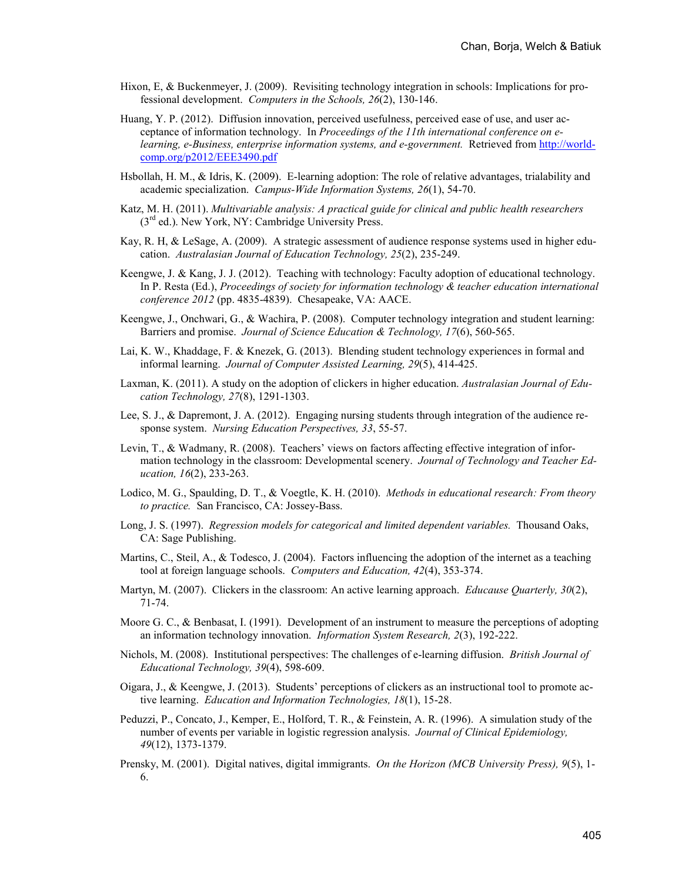Hixon, E, & Buckenmeyer, J. (2009). Revisiting technology integration in schools: Implications for professional development. *Computers in the Schools, 26*(2), 130-146.

Huang, Y. P. (2012). Diffusion innovation, perceived usefulness, perceived ease of use, and user acceptance of information technology. In *Proceedings of the 11th international conference on e-learning, e-Business, enterprise information systems, and e-government.* Retrieved from http://world-comp.org/p2012/EEE3490.pdf

Hsbollah, H. M., & Idris, K. (2009). E-learning adoption: The role of relative advantages, trialability and academic specialization. *Campus-Wide Information Systems, 26*(1), 54-70.

Katz, M. H. (2011). *Multivariable analysis: A practical guide for clinical and public health researchers* (3rd ed.). New York, NY: Cambridge University Press.

Kay, R. H, & LeSage, A. (2009). A strategic assessment of audience response systems used in higher education. *Australasian Journal of Education Technology, 25*(2), 235-249.

Keengwe, J. & Kang, J. J. (2012). Teaching with technology: Faculty adoption of educational technology. In P. Resta (Ed.), *Proceedings of society for information technology & teacher education international conference 2012* (pp. 4835-4839). Chesapeake, VA: AACE.

Keengwe, J., Onchwari, G., & Wachira, P. (2008). Computer technology integration and student learning: Barriers and promise. *Journal of Science Education & Technology, 17*(6), 560-565.

Lai, K. W., Khaddage, F. & Knezek, G. (2013). Blending student technology experiences in formal and informal learning. *Journal of Computer Assisted Learning, 29*(5), 414-425.

Laxman, K. (2011). A study on the adoption of clickers in higher education. *Australasian Journal of Education Technology, 27*(8), 1291-1303.

Lee, S. J., & Dapremont, J. A. (2012). Engaging nursing students through integration of the audience response system. *Nursing Education Perspectives, 33*, 55-57.

Levin, T., & Wadmany, R. (2008). Teachers' views on factors affecting effective integration of information technology in the classroom: Developmental scenery. *Journal of Technology and Teacher Education, 16*(2), 233-263.

Lodico, M. G., Spaulding, D. T., & Voegtle, K. H. (2010). *Methods in educational research: From theory to practice.* San Francisco, CA: Jossey-Bass.

Long, J. S. (1997). *Regression models for categorical and limited dependent variables.* Thousand Oaks, CA: Sage Publishing.

Martins, C., Steil, A., & Todesco, J. (2004). Factors influencing the adoption of the internet as a teaching tool at foreign language schools. *Computers and Education, 42*(4), 353-374.

Martyn, M. (2007). Clickers in the classroom: An active learning approach. *Educause Quarterly, 30*(2), 71-74.

Moore G. C., & Benbasat, I. (1991). Development of an instrument to measure the perceptions of adopting an information technology innovation. *Information System Research, 2*(3), 192-222.

Nichols, M. (2008). Institutional perspectives: The challenges of e-learning diffusion. *British Journal of Educational Technology, 39*(4), 598-609.

Oigara, J., & Keengwe, J. (2013). Students' perceptions of clickers as an instructional tool to promote active learning. *Education and Information Technologies, 18*(1), 15-28.

Peduzzi, P., Concato, J., Kemper, E., Holford, T. R., & Feinstein, A. R. (1996). A simulation study of the number of events per variable in logistic regression analysis. *Journal of Clinical Epidemiology, 49*(12), 1373-1379.

Prensky, M. (2001). Digital natives, digital immigrants. *On the Horizon (MCB University Press), 9*(5), 1-6.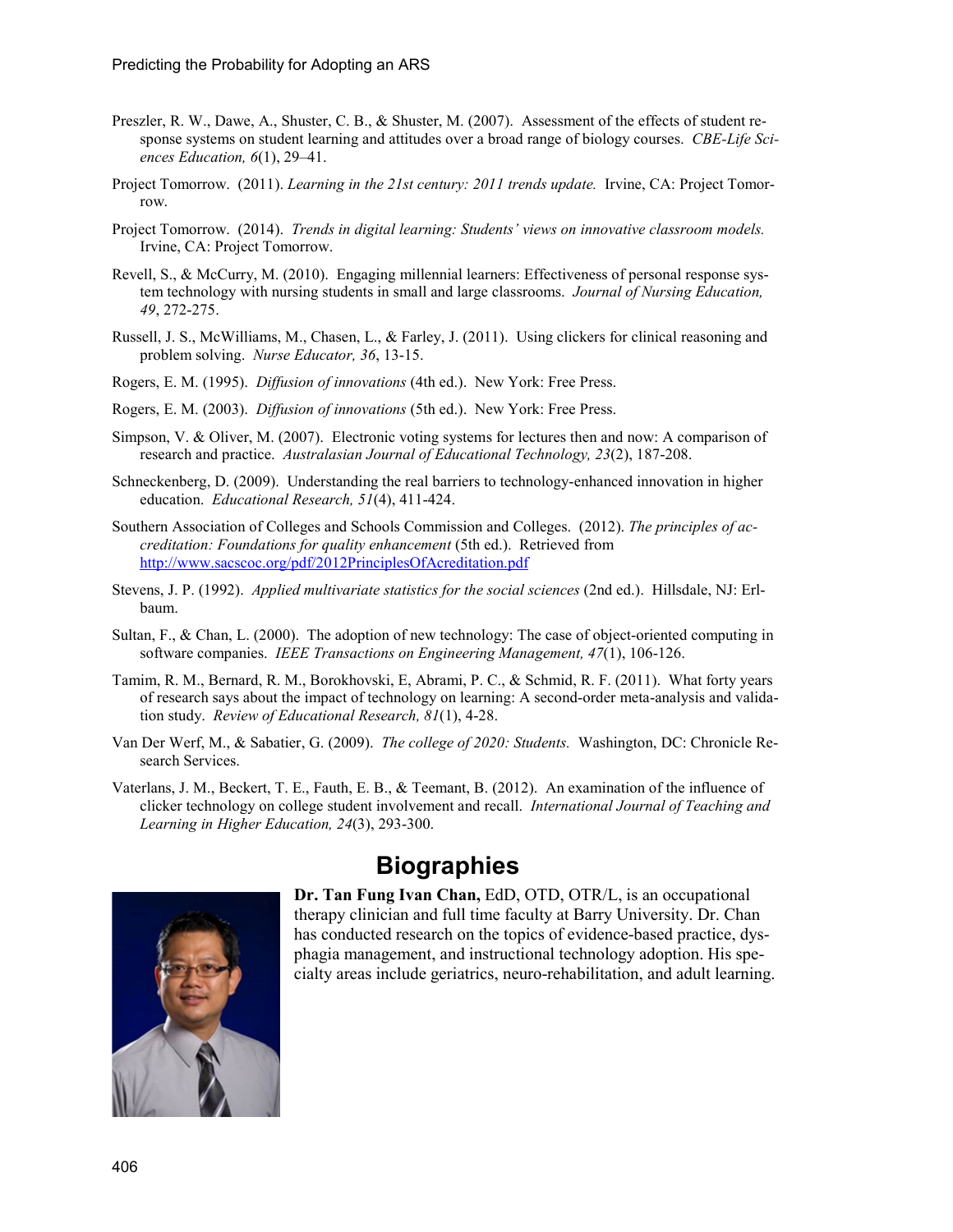Preszler, R. W., Dawe, A., Shuster, C. B., & Shuster, M. (2007). Assessment of the effects of student response systems on student learning and attitudes over a broad range of biology courses. *CBE-Life Sciences Education, 6*(1), 29–41.

Project Tomorrow. (2011). *Learning in the 21st century: 2011 trends update.* Irvine, CA: Project Tomorrow.

Project Tomorrow. (2014). *Trends in digital learning: Students' views on innovative classroom models.* Irvine, CA: Project Tomorrow.

Revell, S., & McCurry, M. (2010). Engaging millennial learners: Effectiveness of personal response system technology with nursing students in small and large classrooms. *Journal of Nursing Education, 49*, 272-275.

Russell, J. S., McWilliams, M., Chasen, L., & Farley, J. (2011). Using clickers for clinical reasoning and problem solving. *Nurse Educator, 36*, 13-15.

Rogers, E. M. (1995). *Diffusion of innovations* (4th ed.). New York: Free Press.

Rogers, E. M. (2003). *Diffusion of innovations* (5th ed.). New York: Free Press.

Simpson, V. & Oliver, M. (2007). Electronic voting systems for lectures then and now: A comparison of research and practice. *Australasian Journal of Educational Technology, 23*(2), 187-208.

Schneckenberg, D. (2009). Understanding the real barriers to technology-enhanced innovation in higher education. *Educational Research, 51*(4), 411-424.

Southern Association of Colleges and Schools Commission and Colleges. (2012). *The principles of accreditation: Foundations for quality enhancement* (5th ed.). Retrieved from http://www.sacscoc.org/pdf/2012PrinciplesOfAcreditation.pdf

Stevens, J. P. (1992). *Applied multivariate statistics for the social sciences* (2nd ed.). Hillsdale, NJ: Erlbaum.

Sultan, F., & Chan, L. (2000). The adoption of new technology: The case of object-oriented computing in software companies. *IEEE Transactions on Engineering Management, 47*(1), 106-126.

Tamim, R. M., Bernard, R. M., Borokhovski, E, Abrami, P. C., & Schmid, R. F. (2011). What forty years of research says about the impact of technology on learning: A second-order meta-analysis and validation study. *Review of Educational Research, 81*(1), 4-28.

Van Der Werf, M., & Sabatier, G. (2009). *The college of 2020: Students.* Washington, DC: Chronicle Research Services.

Vaterlans, J. M., Beckert, T. E., Fauth, E. B., & Teemant, B. (2012). An examination of the influence of clicker technology on college student involvement and recall. *International Journal of Teaching and Learning in Higher Education, 24*(3), 293-300.

# Biographies

**Dr. Tan Fung Ivan Chan,** EdD, OTD, OTR/L, is an occupational therapy clinician and full time faculty at Barry University. Dr. Chan has conducted research on the topics of evidence-based practice, dysphagia management, and instructional technology adoption. His specialty areas include geriatrics, neuro-rehabilitation, and adult learning.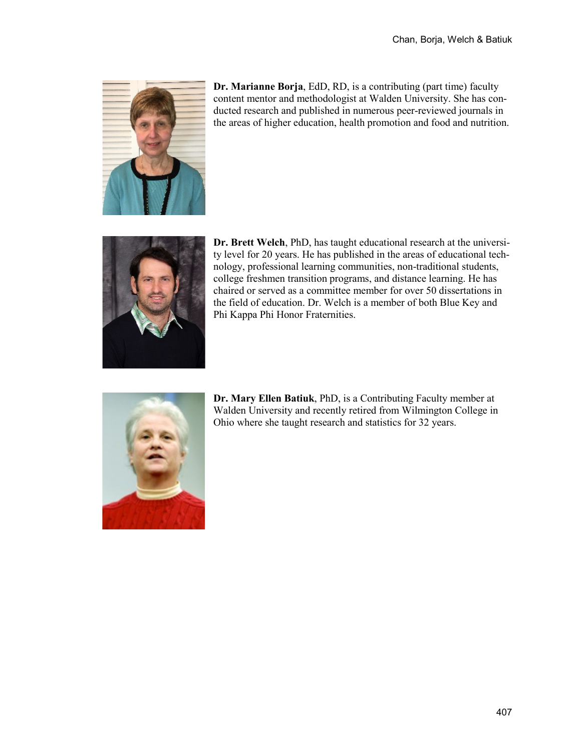**Dr. Marianne Borja**, EdD, RD, is a contributing (part time) faculty content mentor and methodologist at Walden University. She has conducted research and published in numerous peer-reviewed journals in the areas of higher education, health promotion and food and nutrition.

**Dr. Brett Welch**, PhD, has taught educational research at the university level for 20 years. He has published in the areas of educational technology, professional learning communities, non-traditional students, college freshmen transition programs, and distance learning. He has chaired or served as a committee member for over 50 dissertations in the field of education. Dr. Welch is a member of both Blue Key and Phi Kappa Phi Honor Fraternities.

**Dr. Mary Ellen Batiuk**, PhD, is a Contributing Faculty member at Walden University and recently retired from Wilmington College in Ohio where she taught research and statistics for 32 years.